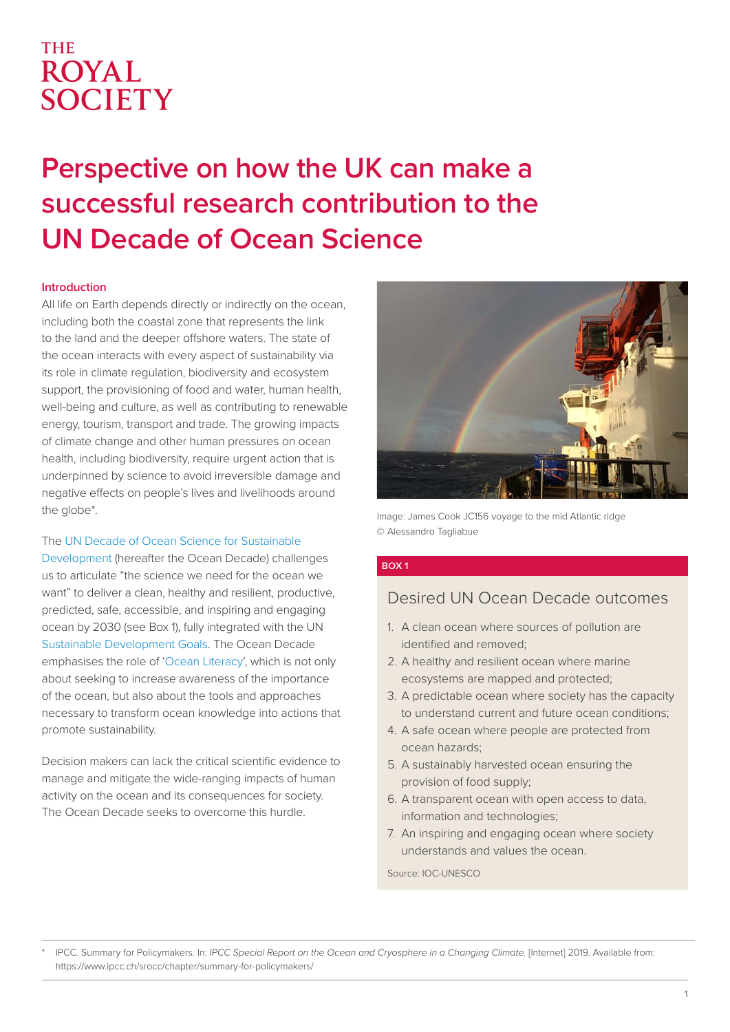THE ROYAL SOCIETY

# Perspective on how the UK can make a successful research contribution to the UN Decade of Ocean Science

## Introduction

All life on Earth depends directly or indirectly on the ocean, including both the coastal zone that represents the link to the land and the deeper offshore waters. The state of the ocean interacts with every aspect of sustainability via its role in climate regulation, biodiversity and ecosystem support, the provisioning of food and water, human health, well-being and culture, as well as contributing to renewable energy, tourism, transport and trade. The growing impacts of climate change and other human pressures on ocean health, including biodiversity, require urgent action that is underpinned by science to avoid irreversible damage and negative effects on people's lives and livelihoods around the globe*.

The UN Decade of Ocean Science for Sustainable Development (hereafter the Ocean Decade) challenges us to articulate "the science we need for the ocean we want" to deliver a clean, healthy and resilient, productive, predicted, safe, accessible, and inspiring and engaging ocean by 2030 (see Box 1), fully integrated with the UN Sustainable Development Goals. The Ocean Decade emphasises the role of 'Ocean Literacy', which is not only about seeking to increase awareness of the importance of the ocean, but also about the tools and approaches necessary to transform ocean knowledge into actions that promote sustainability.

Decision makers can lack the critical scientific evidence to manage and mitigate the wide-ranging impacts of human activity on the ocean and its consequences for society. The Ocean Decade seeks to overcome this hurdle.

Image: James Cook JC156 voyage to the mid Atlantic ridge © Alessandro Tagliabue

**BOX 1**

### Desired UN Ocean Decade outcomes

1. A clean ocean where sources of pollution are identified and removed;
2. A healthy and resilient ocean where marine ecosystems are mapped and protected;
3. A predictable ocean where society has the capacity to understand current and future ocean conditions;
4. A safe ocean where people are protected from ocean hazards;
5. A sustainably harvested ocean ensuring the provision of food supply;
6. A transparent ocean with open access to data, information and technologies;
7. An inspiring and engaging ocean where society understands and values the ocean.

Source: IOC-UNESCO

\* IPCC. Summary for Policymakers. In: *IPCC Special Report on the Ocean and Cryosphere in a Changing Climate.* [Internet] 2019. Available from: https://www.ipcc.ch/srocc/chapter/summary-for-policymakers/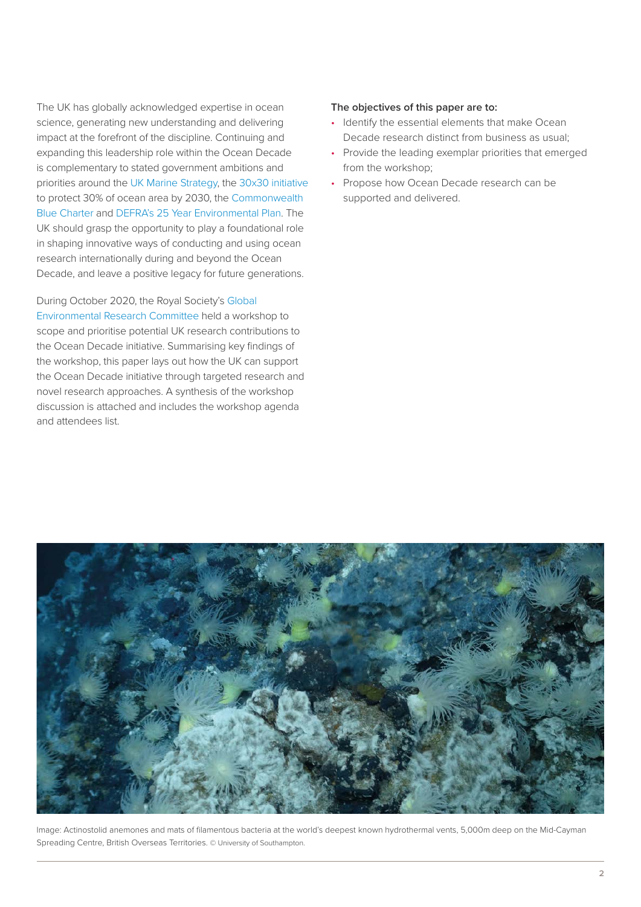The UK has globally acknowledged expertise in ocean science, generating new understanding and delivering impact at the forefront of the discipline. Continuing and expanding this leadership role within the Ocean Decade is complementary to stated government ambitions and priorities around the UK Marine Strategy, the 30x30 initiative to protect 30% of ocean area by 2030, the Commonwealth Blue Charter and DEFRA's 25 Year Environmental Plan. The UK should grasp the opportunity to play a foundational role in shaping innovative ways of conducting and using ocean research internationally during and beyond the Ocean Decade, and leave a positive legacy for future generations.

During October 2020, the Royal Society's Global Environmental Research Committee held a workshop to scope and prioritise potential UK research contributions to the Ocean Decade initiative. Summarising key findings of the workshop, this paper lays out how the UK can support the Ocean Decade initiative through targeted research and novel research approaches. A synthesis of the workshop discussion is attached and includes the workshop agenda and attendees list.

**The objectives of this paper are to:**

- Identify the essential elements that make Ocean Decade research distinct from business as usual;
- Provide the leading exemplar priorities that emerged from the workshop;
- Propose how Ocean Decade research can be supported and delivered.

Image: Actinostolid anemones and mats of filamentous bacteria at the world's deepest known hydrothermal vents, 5,000m deep on the Mid-Cayman Spreading Centre, British Overseas Territories. © University of Southampton.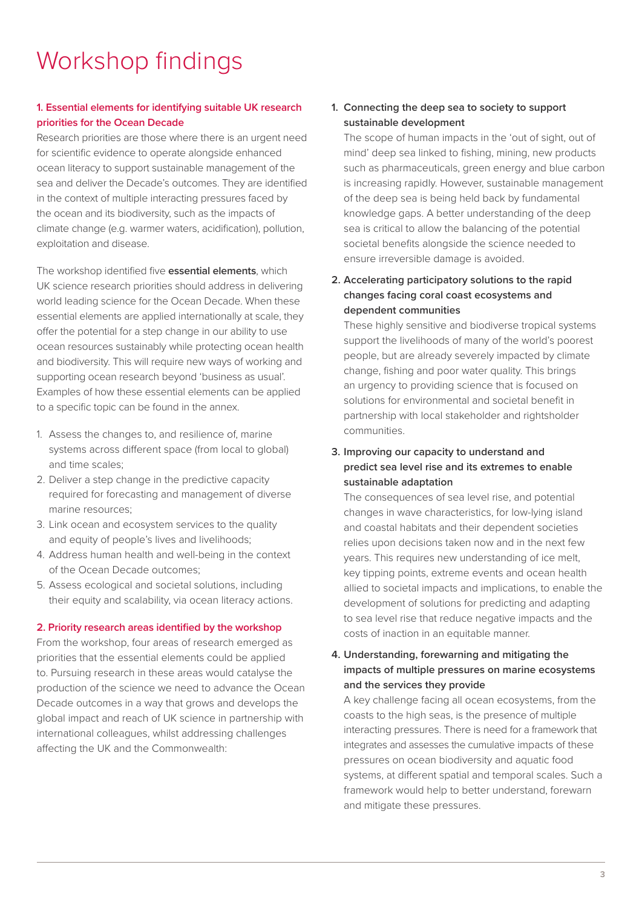# Workshop findings

## 1. Essential elements for identifying suitable UK research priorities for the Ocean Decade

Research priorities are those where there is an urgent need for scientific evidence to operate alongside enhanced ocean literacy to support sustainable management of the sea and deliver the Decade's outcomes. They are identified in the context of multiple interacting pressures faced by the ocean and its biodiversity, such as the impacts of climate change (e.g. warmer waters, acidification), pollution, exploitation and disease.

The workshop identified five **essential elements**, which UK science research priorities should address in delivering world leading science for the Ocean Decade. When these essential elements are applied internationally at scale, they offer the potential for a step change in our ability to use ocean resources sustainably while protecting ocean health and biodiversity. This will require new ways of working and supporting ocean research beyond 'business as usual'. Examples of how these essential elements can be applied to a specific topic can be found in the annex.

1. Assess the changes to, and resilience of, marine systems across different space (from local to global) and time scales;
2. Deliver a step change in the predictive capacity required for forecasting and management of diverse marine resources;
3. Link ocean and ecosystem services to the quality and equity of people's lives and livelihoods;
4. Address human health and well-being in the context of the Ocean Decade outcomes;
5. Assess ecological and societal solutions, including their equity and scalability, via ocean literacy actions.

## 2. Priority research areas identified by the workshop

From the workshop, four areas of research emerged as priorities that the essential elements could be applied to. Pursuing research in these areas would catalyse the production of the science we need to advance the Ocean Decade outcomes in a way that grows and develops the global impact and reach of UK science in partnership with international colleagues, whilst addressing challenges affecting the UK and the Commonwealth:

1. **Connecting the deep sea to society to support sustainable development**

   The scope of human impacts in the 'out of sight, out of mind' deep sea linked to fishing, mining, new products such as pharmaceuticals, green energy and blue carbon is increasing rapidly. However, sustainable management of the deep sea is being held back by fundamental knowledge gaps. A better understanding of the deep sea is critical to allow the balancing of the potential societal benefits alongside the science needed to ensure irreversible damage is avoided.

2. **Accelerating participatory solutions to the rapid changes facing coral coast ecosystems and dependent communities**

   These highly sensitive and biodiverse tropical systems support the livelihoods of many of the world's poorest people, but are already severely impacted by climate change, fishing and poor water quality. This brings an urgency to providing science that is focused on solutions for environmental and societal benefit in partnership with local stakeholder and rightsholder communities.

3. **Improving our capacity to understand and predict sea level rise and its extremes to enable sustainable adaptation**

   The consequences of sea level rise, and potential changes in wave characteristics, for low-lying island and coastal habitats and their dependent societies relies upon decisions taken now and in the next few years. This requires new understanding of ice melt, key tipping points, extreme events and ocean health allied to societal impacts and implications, to enable the development of solutions for predicting and adapting to sea level rise that reduce negative impacts and the costs of inaction in an equitable manner.

4. **Understanding, forewarning and mitigating the impacts of multiple pressures on marine ecosystems and the services they provide**

   A key challenge facing all ocean ecosystems, from the coasts to the high seas, is the presence of multiple interacting pressures. There is need for a framework that integrates and assesses the cumulative impacts of these pressures on ocean biodiversity and aquatic food systems, at different spatial and temporal scales. Such a framework would help to better understand, forewarn and mitigate these pressures.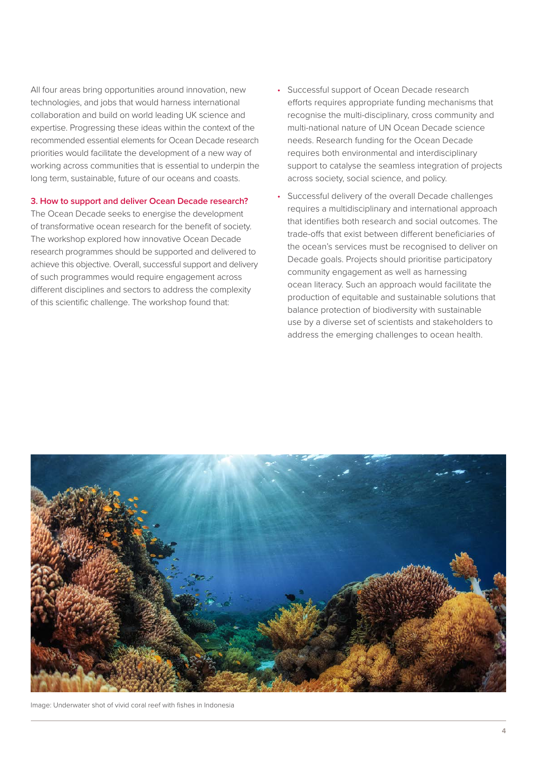All four areas bring opportunities around innovation, new technologies, and jobs that would harness international collaboration and build on world leading UK science and expertise. Progressing these ideas within the context of the recommended essential elements for Ocean Decade research priorities would facilitate the development of a new way of working across communities that is essential to underpin the long term, sustainable, future of our oceans and coasts.

### 3. How to support and deliver Ocean Decade research?

The Ocean Decade seeks to energise the development of transformative ocean research for the benefit of society. The workshop explored how innovative Ocean Decade research programmes should be supported and delivered to achieve this objective. Overall, successful support and delivery of such programmes would require engagement across different disciplines and sectors to address the complexity of this scientific challenge. The workshop found that:

- Successful support of Ocean Decade research efforts requires appropriate funding mechanisms that recognise the multi-disciplinary, cross community and multi-national nature of UN Ocean Decade science needs. Research funding for the Ocean Decade requires both environmental and interdisciplinary support to catalyse the seamless integration of projects across society, social science, and policy.
- Successful delivery of the overall Decade challenges requires a multidisciplinary and international approach that identifies both research and social outcomes. The trade-offs that exist between different beneficiaries of the ocean's services must be recognised to deliver on Decade goals. Projects should prioritise participatory community engagement as well as harnessing ocean literacy. Such an approach would facilitate the production of equitable and sustainable solutions that balance protection of biodiversity with sustainable use by a diverse set of scientists and stakeholders to address the emerging challenges to ocean health.

Image: Underwater shot of vivid coral reef with fishes in Indonesia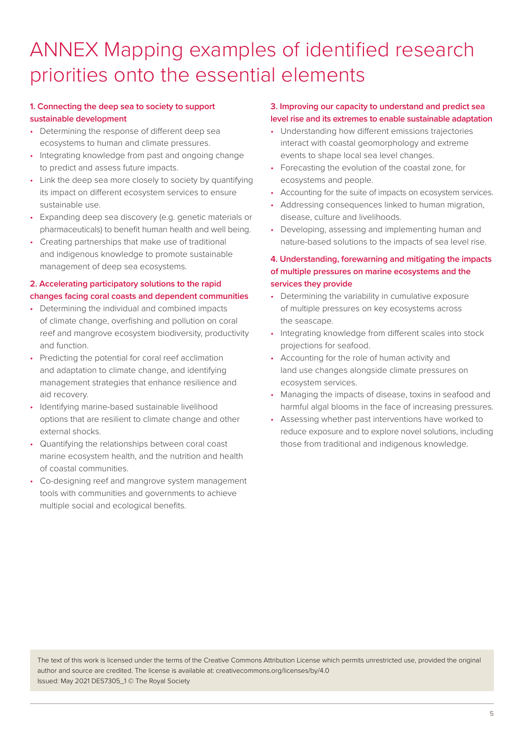# ANNEX Mapping examples of identified research priorities onto the essential elements

### 1. Connecting the deep sea to society to support sustainable development

- Determining the response of different deep sea ecosystems to human and climate pressures.
- Integrating knowledge from past and ongoing change to predict and assess future impacts.
- Link the deep sea more closely to society by quantifying its impact on different ecosystem services to ensure sustainable use.
- Expanding deep sea discovery (e.g. genetic materials or pharmaceuticals) to benefit human health and well being.
- Creating partnerships that make use of traditional and indigenous knowledge to promote sustainable management of deep sea ecosystems.

### 2. Accelerating participatory solutions to the rapid changes facing coral coasts and dependent communities

- Determining the individual and combined impacts of climate change, overfishing and pollution on coral reef and mangrove ecosystem biodiversity, productivity and function.
- Predicting the potential for coral reef acclimation and adaptation to climate change, and identifying management strategies that enhance resilience and aid recovery.
- Identifying marine-based sustainable livelihood options that are resilient to climate change and other external shocks.
- Quantifying the relationships between coral coast marine ecosystem health, and the nutrition and health of coastal communities.
- Co-designing reef and mangrove system management tools with communities and governments to achieve multiple social and ecological benefits.

### 3. Improving our capacity to understand and predict sea level rise and its extremes to enable sustainable adaptation

- Understanding how different emissions trajectories interact with coastal geomorphology and extreme events to shape local sea level changes.
- Forecasting the evolution of the coastal zone, for ecosystems and people.
- Accounting for the suite of impacts on ecosystem services.
- Addressing consequences linked to human migration, disease, culture and livelihoods.
- Developing, assessing and implementing human and nature-based solutions to the impacts of sea level rise.

### 4. Understanding, forewarning and mitigating the impacts of multiple pressures on marine ecosystems and the services they provide

- Determining the variability in cumulative exposure of multiple pressures on key ecosystems across the seascape.
- Integrating knowledge from different scales into stock projections for seafood.
- Accounting for the role of human activity and land use changes alongside climate pressures on ecosystem services.
- Managing the impacts of disease, toxins in seafood and harmful algal blooms in the face of increasing pressures.
- Assessing whether past interventions have worked to reduce exposure and to explore novel solutions, including those from traditional and indigenous knowledge.

The text of this work is licensed under the terms of the Creative Commons Attribution License which permits unrestricted use, provided the original author and source are credited. The license is available at: creativecommons.org/licenses/by/4.0
Issued: May 2021 DES7305_1 © The Royal Society